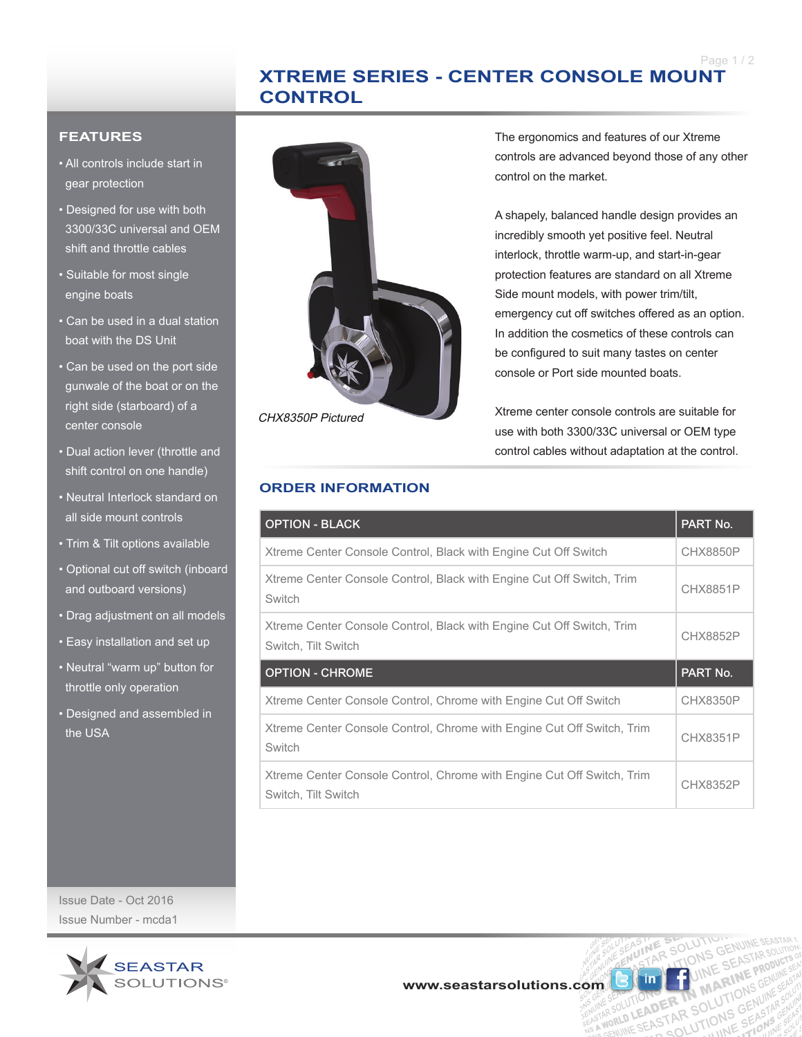# XTREME SERIES - CENTER CONSOLE MOUNT CONTROL

## FEATURES

- All controls include start in gear protection
- Designed for use with both 3300/33C universal and OEM shift and throttle cables
- Suitable for most single engine boats
- Can be used in a dual station boat with the DS Unit
- Can be used on the port side gunwale of the boat or on the right side (starboard) of a center console
- Dual action lever (throttle and shift control on one handle)
- Neutral Interlock standard on all side mount controls
- Trim & Tilt options available
- Optional cut off switch (inboard and outboard versions)
- Drag adjustment on all models
- Easy installation and set up
- Neutral "warm up" button for throttle only operation
- Designed and assembled in the USA

*CHX8350P Pictured*

The ergonomics and features of our Xtreme controls are advanced beyond those of any other control on the market.

A shapely, balanced handle design provides an incredibly smooth yet positive feel. Neutral interlock, throttle warm-up, and start-in-gear protection features are standard on all Xtreme Side mount models, with power trim/tilt, emergency cut off switches offered as an option. In addition the cosmetics of these controls can be configured to suit many tastes on center console or Port side mounted boats.

Xtreme center console controls are suitable for use with both 3300/33C universal or OEM type control cables without adaptation at the control.

## ORDER INFORMATION

| OPTION - BLACK | PART No. |
|---|---|
| Xtreme Center Console Control, Black with Engine Cut Off Switch | CHX8850P |
| Xtreme Center Console Control, Black with Engine Cut Off Switch, Trim Switch | CHX8851P |
| Xtreme Center Console Control, Black with Engine Cut Off Switch, Trim Switch, Tilt Switch | CHX8852P |
| **OPTION - CHROME** | **PART No.** |
| Xtreme Center Console Control, Chrome with Engine Cut Off Switch | CHX8350P |
| Xtreme Center Console Control, Chrome with Engine Cut Off Switch, Trim Switch | CHX8351P |
| Xtreme Center Console Control, Chrome with Engine Cut Off Switch, Trim Switch, Tilt Switch | CHX8352P |

Issue Date - Oct 2016

Issue Number - mcda1

SEASTAR SOLUTIONS®

www.seastarsolutions.com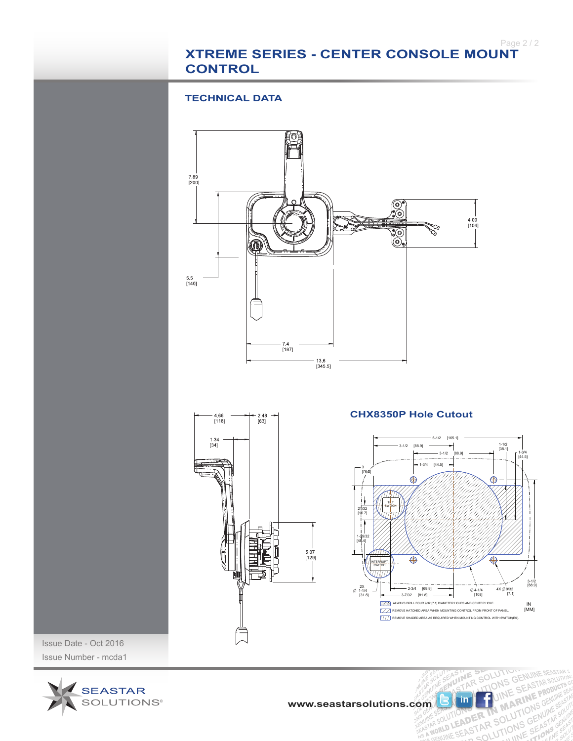# XTREME SERIES - CENTER CONSOLE MOUNT CONTROL

## TECHNICAL DATA

7.89
[200]

5.5
[140]

4.09
[104]

7.4
[187]

13.6
[345.5]

4.66
[118]

2.48
[63]

1.34
[34]

5.07
[129]

### CHX8350P Hole Cutout

6-1/2 [165.1]
3-1/2 [88.9]
3-1/2 [88.9]
1-1/2 [38.1]
1-3/4 [44.5]
1-3/4 [44.5]
3 [76.2]
21/32 [16.7]
1-29/32 [48.4]
TILT SWITCH
INTERRUPT SWITCH
2X ∅ 1-1/4 [31.8]
2-3/4 [69.9]
3-7/32 [81.8]
∅ 4-1/4 [108]
4X ∅ 9/32 [7.1]
3-1/2 [88.9]

ALWAYS DRILL FOUR 9/32 [7.1] DIAMETER HOLES AND CENTER HOLE.
REMOVE HATCHED AREA WHEN MOUNTING CONTROL FROM FRONT OF PANEL.
REMOVE SHADED AREA AS REQUIRED WHEN MOUNTING CONTROL WITH SWITCH(ES).

IN
[MM]

Issue Date - Oct 2016
Issue Number - mcda1

SEASTAR SOLUTIONS®

www.seastarsolutions.com